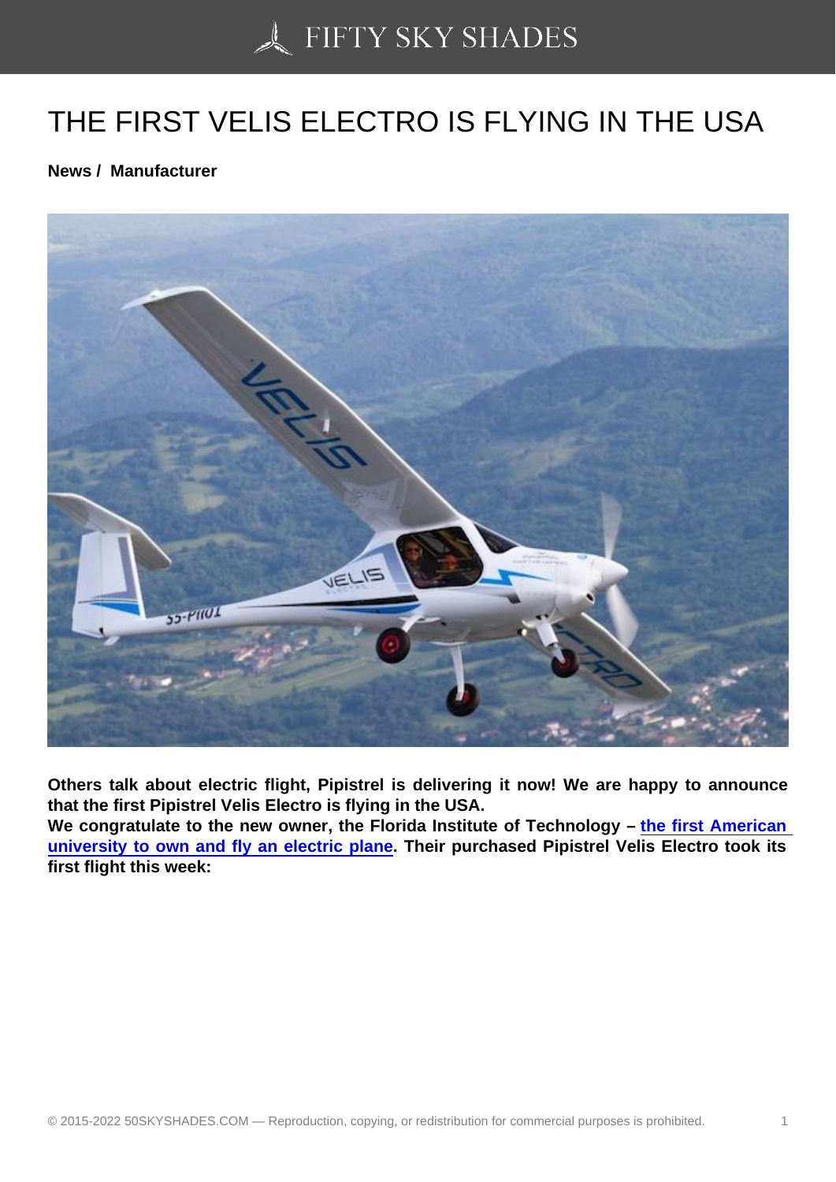# THE FIRST VELIS ELECTRO IS FLYING IN THE USA

**News / Manufacturer**

**Others talk about electric flight, Pipistrel is delivering it now! We are happy to announce that the first Pipistrel Velis Electro is flying in the USA.**
**We congratulate to the new owner, the Florida Institute of Technology – [the first American university to own and fly an electric plane](). Their purchased Pipistrel Velis Electro took its first flight this week:**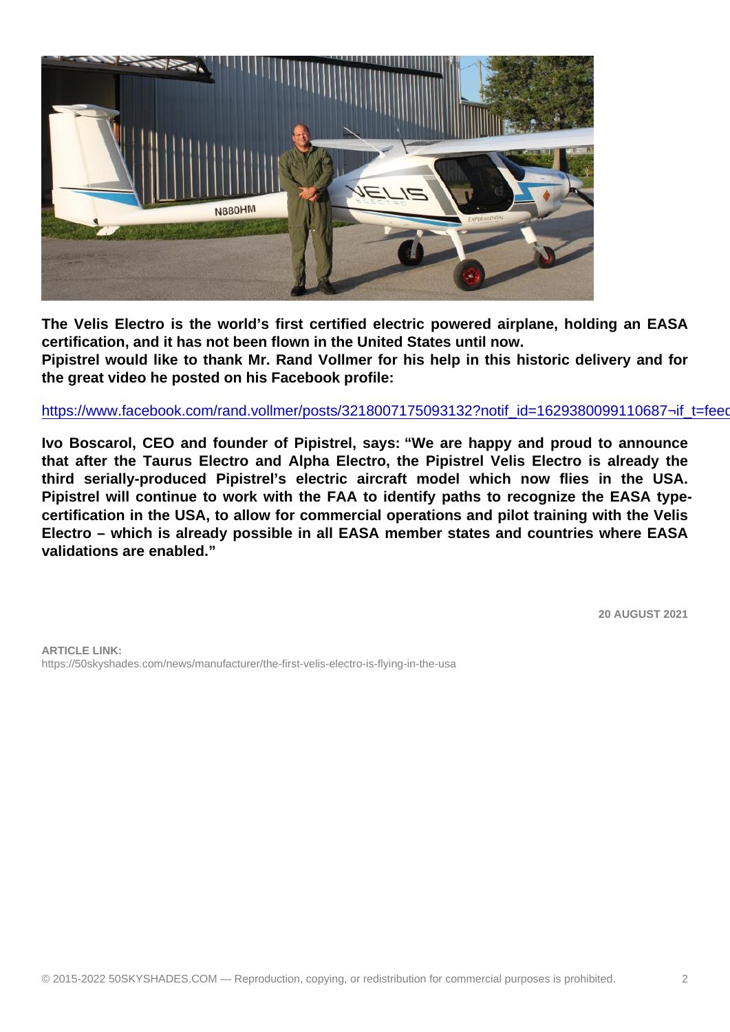**The Velis Electro is the world's first certified electric powered airplane, holding an EASA certification, and it has not been flown in the United States until now.**
**Pipistrel would like to thank Mr. Rand Vollmer for his help in this historic delivery and for the great video he posted on his Facebook profile:**

https://www.facebook.com/rand.vollmer/posts/3218007175093132?notif_id=1629380099110687¬if_t=feed

**Ivo Boscarol, CEO and founder of Pipistrel, says: "We are happy and proud to announce that after the Taurus Electro and Alpha Electro, the Pipistrel Velis Electro is already the third serially-produced Pipistrel's electric aircraft model which now flies in the USA. Pipistrel will continue to work with the FAA to identify paths to recognize the EASA type-certification in the USA, to allow for commercial operations and pilot training with the Velis Electro – which is already possible in all EASA member states and countries where EASA validations are enabled."**

20 AUGUST 2021

ARTICLE LINK:
https://50skyshades.com/news/manufacturer/the-first-velis-electro-is-flying-in-the-usa